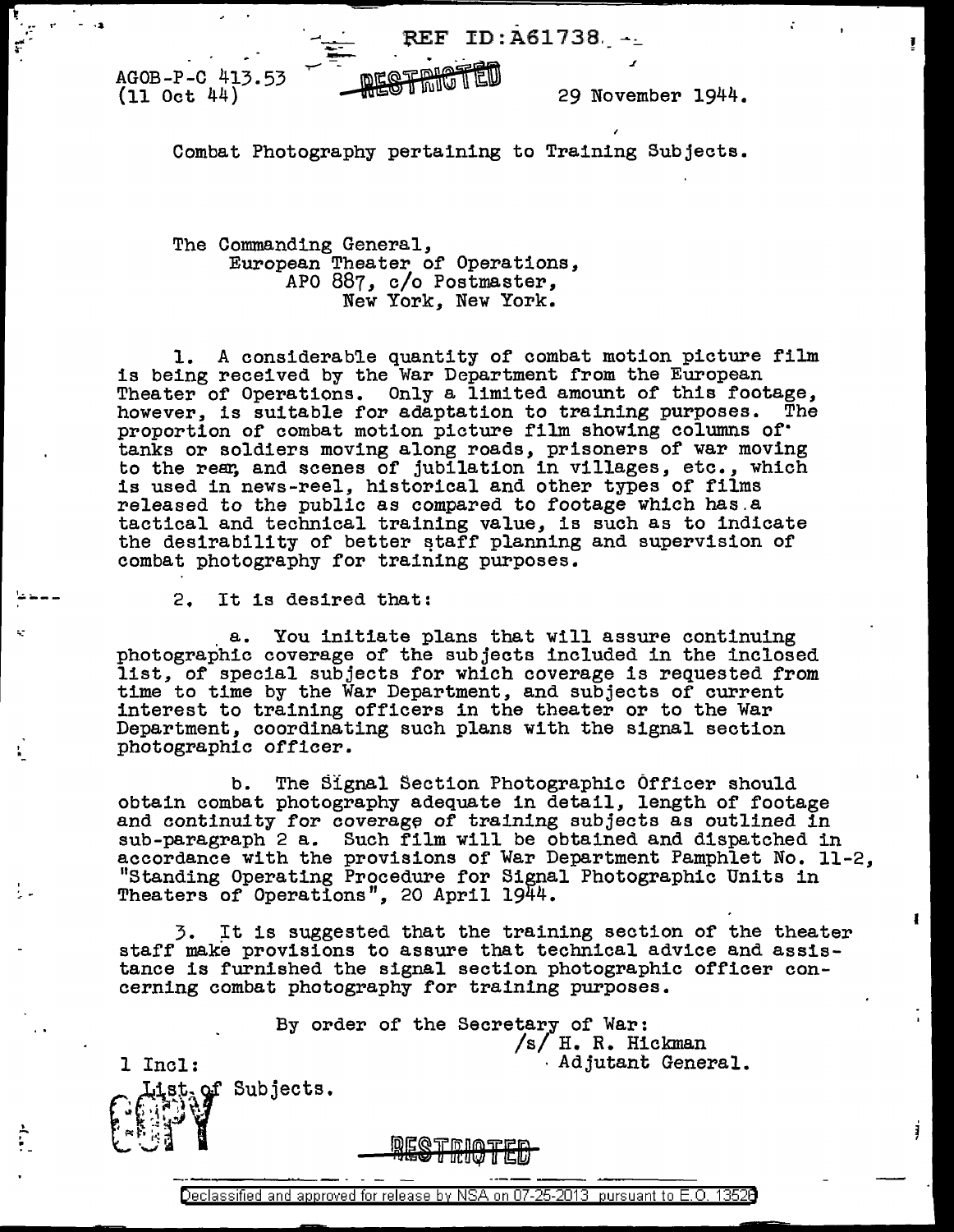REF ID:A61738

AGOB-P-C 413.53
(11 Oct 44)

RESTRICTED

29 November 1944.

Combat Photography pertaining to Training Subjects.

The Commanding General,
European Theater of Operations,
APO 887, c/o Postmaster,
New York, New York.

1. A considerable quantity of combat motion picture film is being received by the War Department from the European Theater of Operations. Only a limited amount of this footage, however, is suitable for adaptation to training purposes. The proportion of combat motion picture film showing columns of tanks or soldiers moving along roads, prisoners of war moving to the rear, and scenes of jubilation in villages, etc., which is used in news-reel, historical and other types of films released to the public as compared to footage which has a tactical and technical training value, is such as to indicate the desirability of better staff planning and supervision of combat photography for training purposes.

2. It is desired that:

a. You initiate plans that will assure continuing photographic coverage of the subjects included in the inclosed list, of special subjects for which coverage is requested from time to time by the War Department, and subjects of current interest to training officers in the theater or to the War Department, coordinating such plans with the signal section photographic officer.

b. The Signal Section Photographic Officer should obtain combat photography adequate in detail, length of footage and continuity for coverage of training subjects as outlined in sub-paragraph 2 a. Such film will be obtained and dispatched in accordance with the provisions of War Department Pamphlet No. 11-2, "Standing Operating Procedure for Signal Photographic Units in Theaters of Operations", 20 April 1944.

3. It is suggested that the training section of the theater staff make provisions to assure that technical advice and assistance is furnished the signal section photographic officer concerning combat photography for training purposes.

By order of the Secretary of War:
/s/ H. R. Hickman
Adjutant General.

1 Incl:
List of Subjects.

COPY

RESTRICTED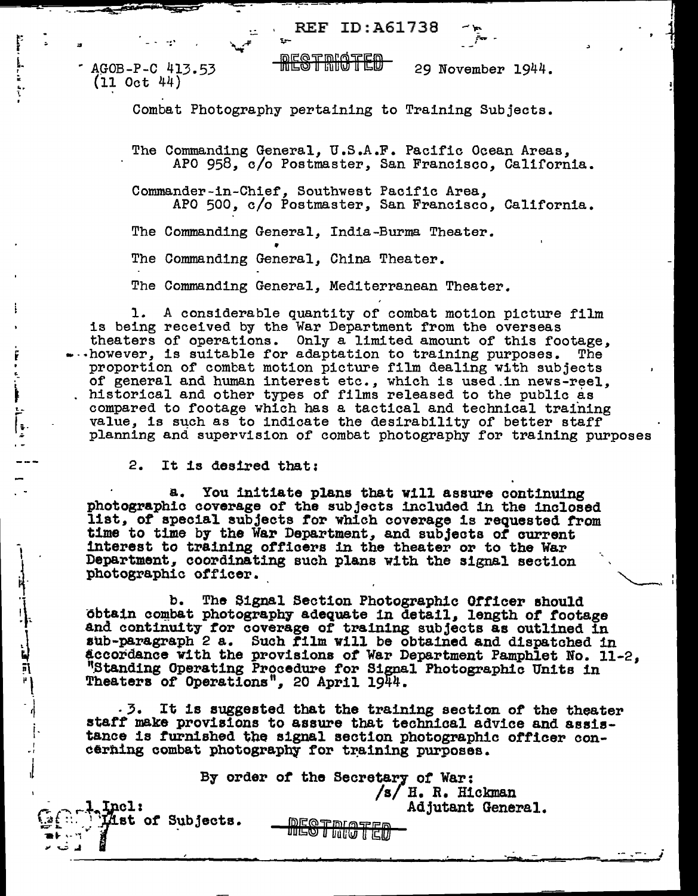REF ID:A61738

AGOB-P-C 413.53
(11 Oct 44)

RESTRICTED

29 November 1944.

Combat Photography pertaining to Training Subjects.

The Commanding General, U.S.A.F. Pacific Ocean Areas,
APO 958, c/o Postmaster, San Francisco, California.

Commander-in-Chief, Southwest Pacific Area,
APO 500, c/o Postmaster, San Francisco, California.

The Commanding General, India-Burma Theater.

The Commanding General, China Theater.

The Commanding General, Mediterranean Theater.

1. A considerable quantity of combat motion picture film is being received by the War Department from the overseas theaters of operations. Only a limited amount of this footage, however, is suitable for adaptation to training purposes. The proportion of combat motion picture film dealing with subjects of general and human interest etc., which is used in news-reel, historical and other types of films released to the public as compared to footage which has a tactical and technical training value, is such as to indicate the desirability of better staff planning and supervision of combat photography for training purposes

2. It is desired that:

a. You initiate plans that will assure continuing photographic coverage of the subjects included in the inclosed list, of special subjects for which coverage is requested from time to time by the War Department, and subjects of current interest to training officers in the theater or to the War Department, coordinating such plans with the signal section photographic officer.

b. The Signal Section Photographic Officer should obtain combat photography adequate in detail, length of footage and continuity for coverage of training subjects as outlined in sub-paragraph 2 a. Such film will be obtained and dispatched in accordance with the provisions of War Department Pamphlet No. 11-2, "Standing Operating Procedure for Signal Photographic Units in Theaters of Operations", 20 April 1944.

3. It is suggested that the training section of the theater staff make provisions to assure that technical advice and assistance is furnished the signal section photographic officer concerning combat photography for training purposes.

By order of the Secretary of War:

/s/ H. R. Hickman
Adjutant General.

1 Incl:
List of Subjects.

RESTRICTED